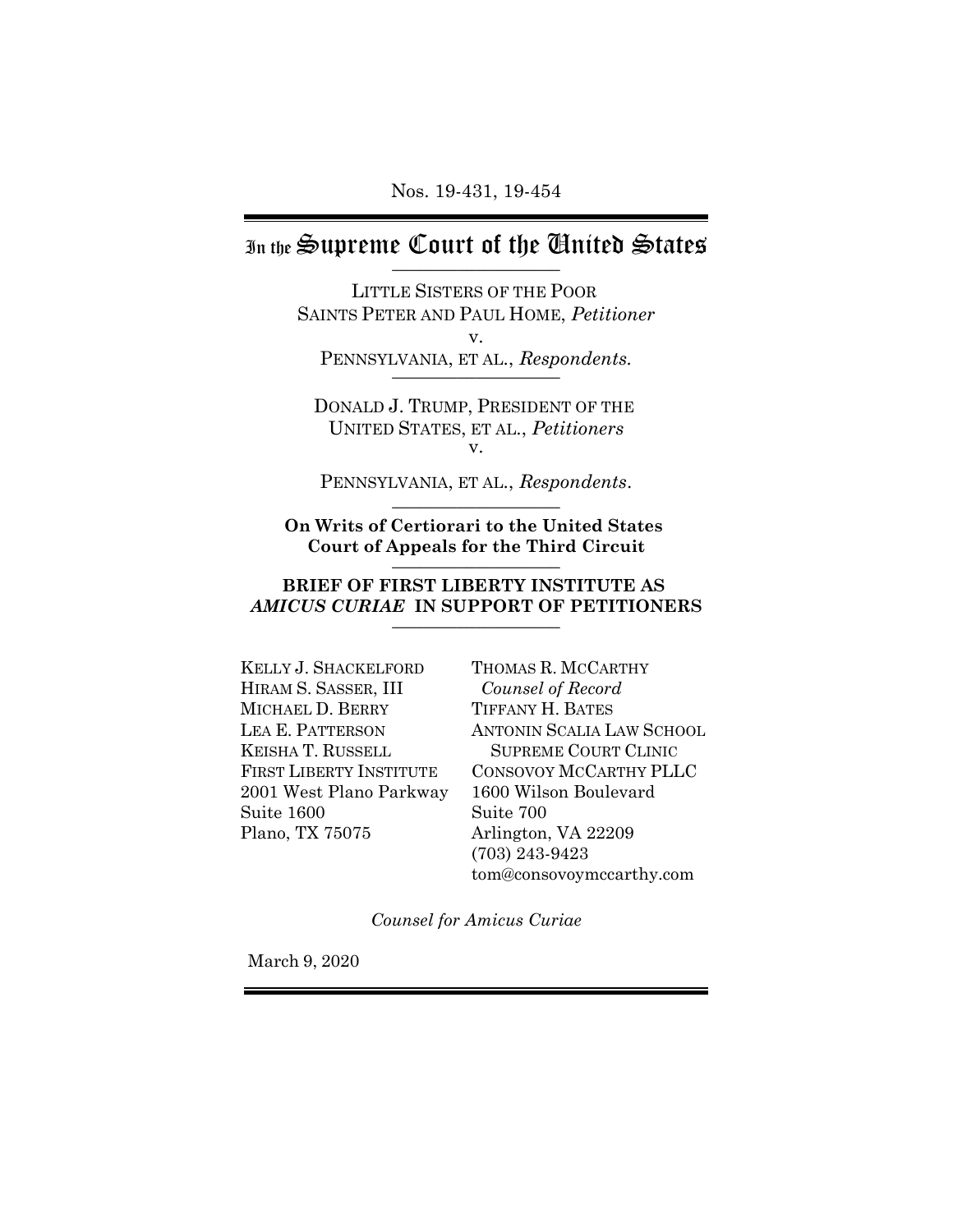Nos. 19-431, 19-454

# In the Supreme Court of the United States

LITTLE SISTERS OF THE POOR
SAINTS PETER AND PAUL HOME, *Petitioner*
v.
PENNSYLVANIA, ET AL., *Respondents.*

DONALD J. TRUMP, PRESIDENT OF THE
UNITED STATES, ET AL., *Petitioners*
v.
PENNSYLVANIA, ET AL., *Respondents*.

**On Writs of Certiorari to the United States Court of Appeals for the Third Circuit**

**BRIEF OF FIRST LIBERTY INSTITUTE AS *AMICUS CURIAE* IN SUPPORT OF PETITIONERS**

KELLY J. SHACKELFORD
HIRAM S. SASSER, III
MICHAEL D. BERRY
LEA E. PATTERSON
KEISHA T. RUSSELL
FIRST LIBERTY INSTITUTE
2001 West Plano Parkway
Suite 1600
Plano, TX 75075

THOMAS R. MCCARTHY
*Counsel of Record*
TIFFANY H. BATES
ANTONIN SCALIA LAW SCHOOL
SUPREME COURT CLINIC
CONSOVOY MCCARTHY PLLC
1600 Wilson Boulevard
Suite 700
Arlington, VA 22209
(703) 243-9423
tom@consovoymccarthy.com

*Counsel for Amicus Curiae*

March 9, 2020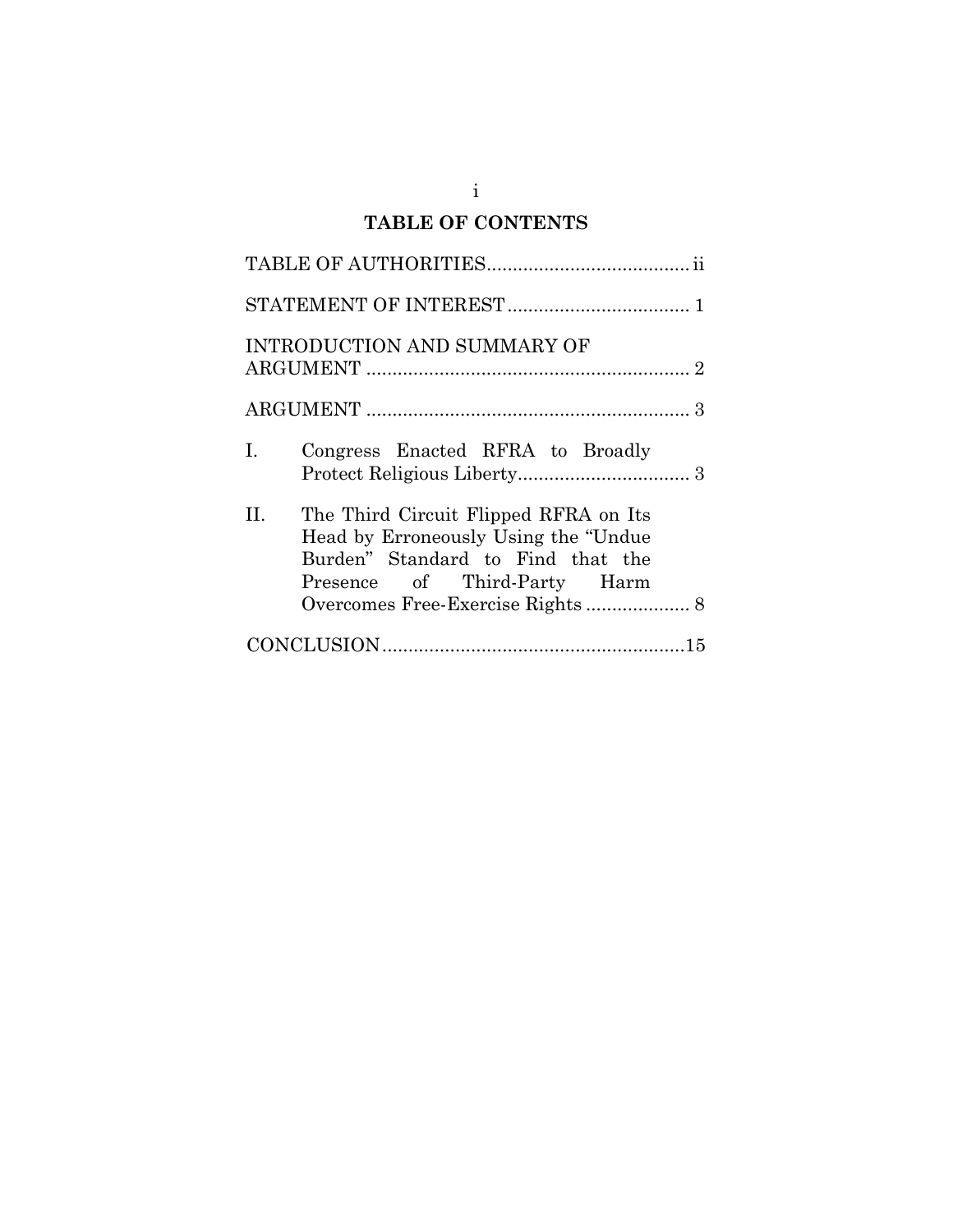## TABLE OF CONTENTS

TABLE OF AUTHORITIES ....................................... ii

STATEMENT OF INTEREST ................................... 1

INTRODUCTION AND SUMMARY OF ARGUMENT .............................................................. 2

ARGUMENT .............................................................. 3

I. Congress Enacted RFRA to Broadly Protect Religious Liberty................................. 3

II. The Third Circuit Flipped RFRA on Its Head by Erroneously Using the "Undue Burden" Standard to Find that the Presence of Third-Party Harm Overcomes Free-Exercise Rights .................... 8

CONCLUSION..........................................................15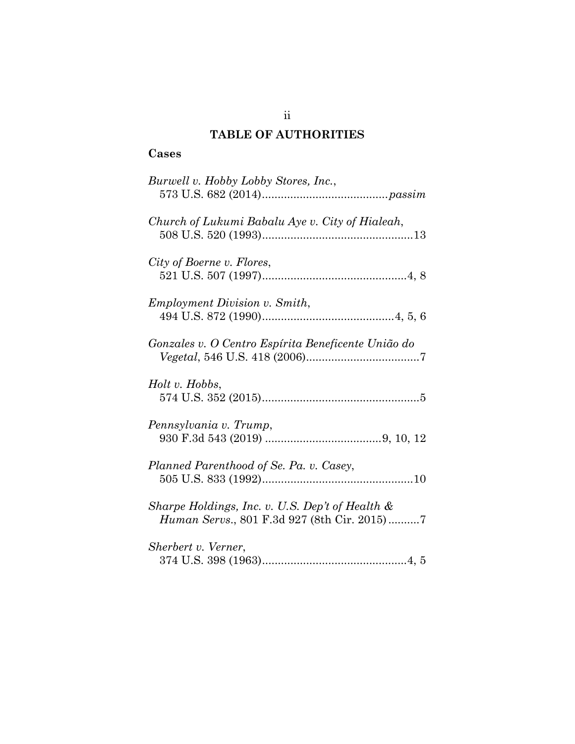## TABLE OF AUTHORITIES

### Cases

*Burwell v. Hobby Lobby Stores, Inc.*,
573 U.S. 682 (2014)........................................*passim*

*Church of Lukumi Babalu Aye v. City of Hialeah*,
508 U.S. 520 (1993)................................................13

*City of Boerne v. Flores*,
521 U.S. 507 (1997)..............................................4, 8

*Employment Division v. Smith*,
494 U.S. 872 (1990)..........................................4, 5, 6

*Gonzales v. O Centro Espírita Beneficente União do Vegetal*, 546 U.S. 418 (2006)....................................7

*Holt v. Hobbs*,
574 U.S. 352 (2015)..................................................5

*Pennsylvania v. Trump*,
930 F.3d 543 (2019) .....................................9, 10, 12

*Planned Parenthood of Se. Pa. v. Casey*,
505 U.S. 833 (1992)................................................10

*Sharpe Holdings, Inc. v. U.S. Dep't of Health & Human Servs.*, 801 F.3d 927 (8th Cir. 2015)..........7

*Sherbert v. Verner*,
374 U.S. 398 (1963)..............................................4, 5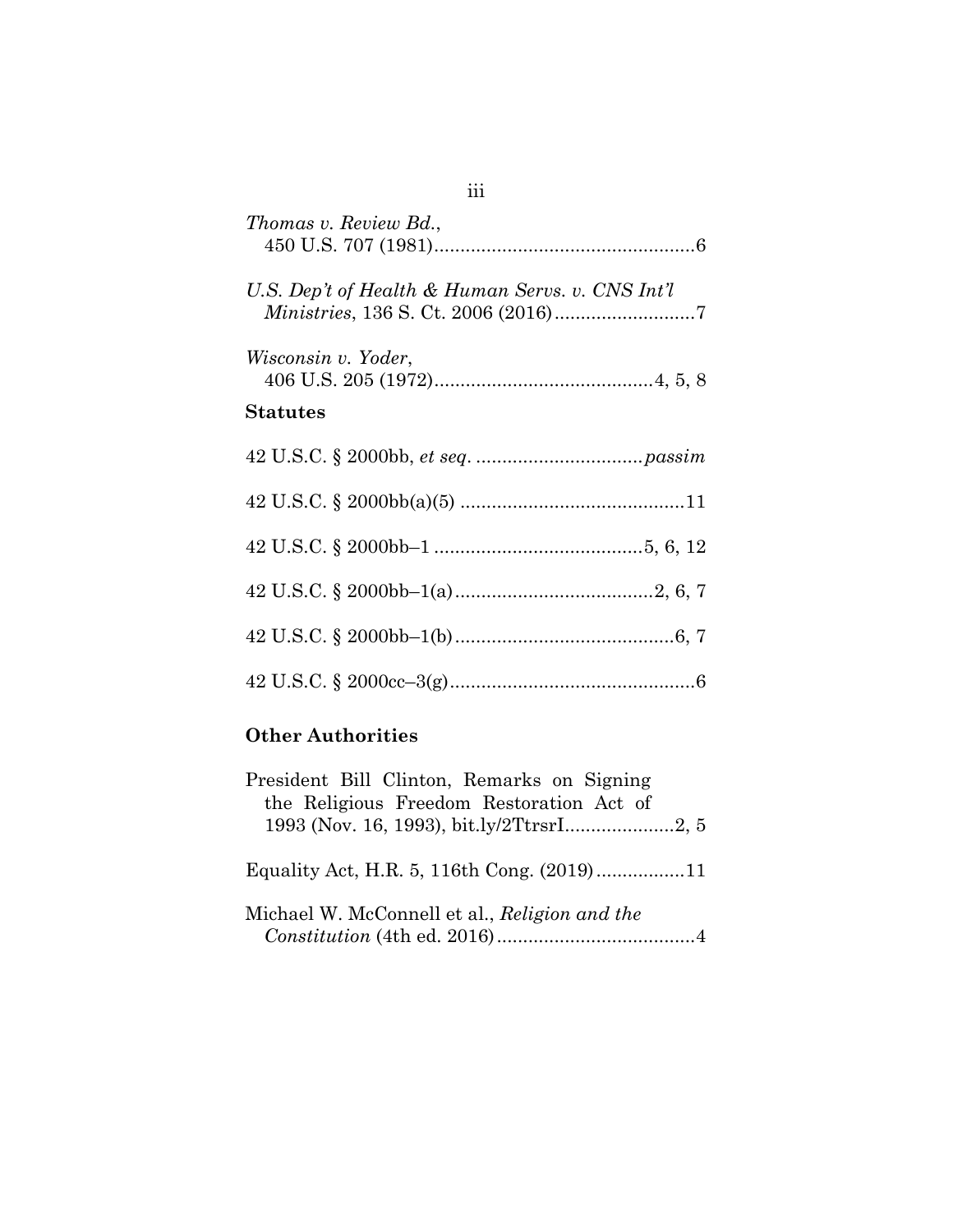*Thomas v. Review Bd.*,
450 U.S. 707 (1981)..................................................6

*U.S. Dep't of Health & Human Servs. v. CNS Int'l Ministries*, 136 S. Ct. 2006 (2016)...........................7

*Wisconsin v. Yoder*,
406 U.S. 205 (1972)..........................................4, 5, 8

**Statutes**

42 U.S.C. § 2000bb, *et seq*. ................................*passim*

42 U.S.C. § 2000bb(a)(5) ...........................................11

42 U.S.C. § 2000bb–1 ........................................5, 6, 12

42 U.S.C. § 2000bb–1(a)......................................2, 6, 7

42 U.S.C. § 2000bb–1(b)..........................................6, 7

42 U.S.C. § 2000cc–3(g)...............................................6

**Other Authorities**

President Bill Clinton, Remarks on Signing the Religious Freedom Restoration Act of 1993 (Nov. 16, 1993), bit.ly/2TtrsrI.....................2, 5

Equality Act, H.R. 5, 116th Cong. (2019).................11

Michael W. McConnell et al., *Religion and the Constitution* (4th ed. 2016)......................................4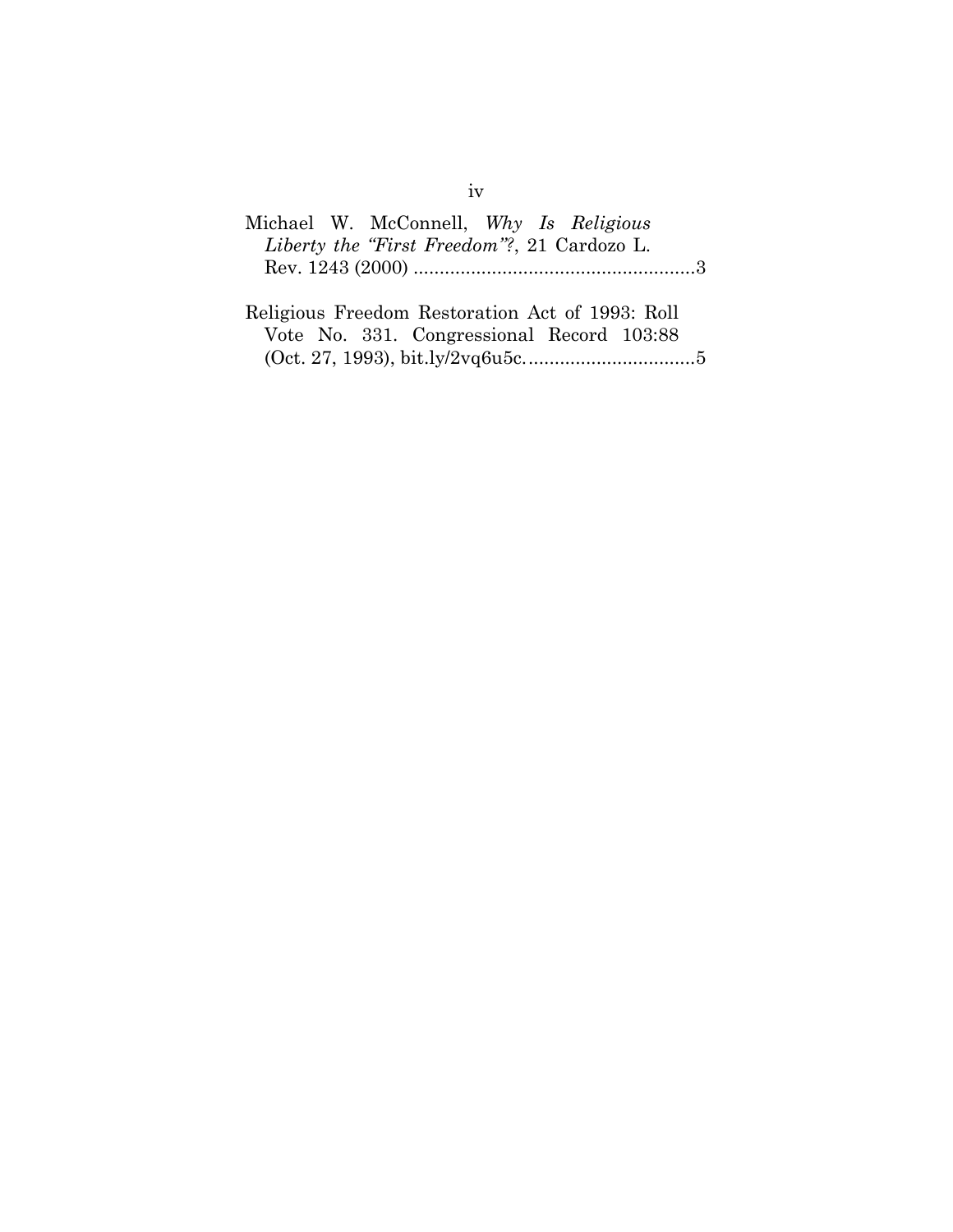Michael W. McConnell, *Why Is Religious Liberty the "First Freedom"?*, 21 Cardozo L. Rev. 1243 (2000) ......................................................3

Religious Freedom Restoration Act of 1993: Roll Vote No. 331. Congressional Record 103:88 (Oct. 27, 1993), bit.ly/2vq6u5c. ................................5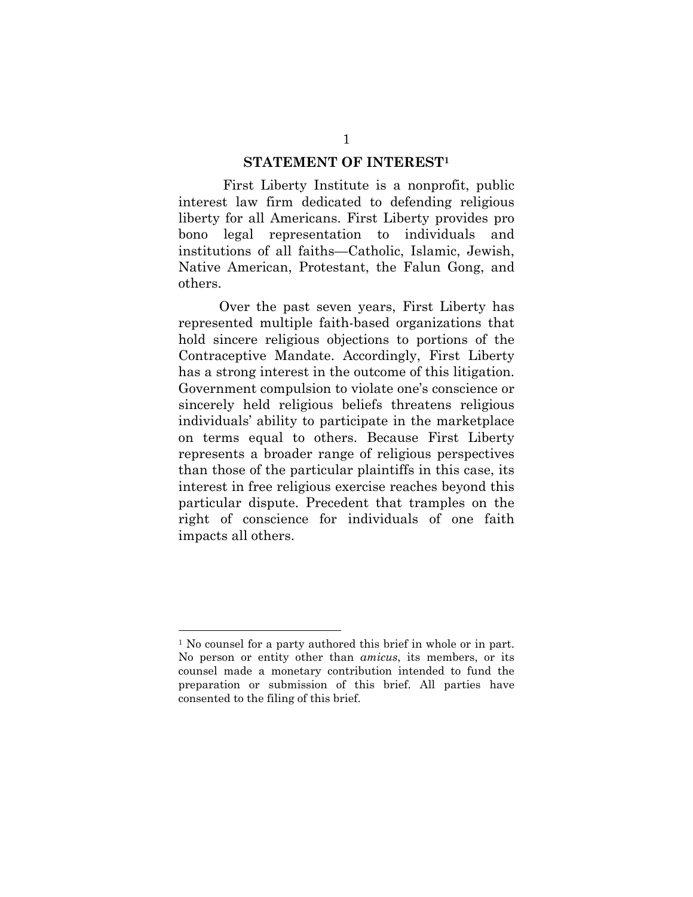## STATEMENT OF INTEREST[1]

First Liberty Institute is a nonprofit, public interest law firm dedicated to defending religious liberty for all Americans. First Liberty provides pro bono legal representation to individuals and institutions of all faiths—Catholic, Islamic, Jewish, Native American, Protestant, the Falun Gong, and others.

Over the past seven years, First Liberty has represented multiple faith-based organizations that hold sincere religious objections to portions of the Contraceptive Mandate. Accordingly, First Liberty has a strong interest in the outcome of this litigation. Government compulsion to violate one's conscience or sincerely held religious beliefs threatens religious individuals' ability to participate in the marketplace on terms equal to others. Because First Liberty represents a broader range of religious perspectives than those of the particular plaintiffs in this case, its interest in free religious exercise reaches beyond this particular dispute. Precedent that tramples on the right of conscience for individuals of one faith impacts all others.

---

[1] No counsel for a party authored this brief in whole or in part. No person or entity other than *amicus*, its members, or its counsel made a monetary contribution intended to fund the preparation or submission of this brief. All parties have consented to the filing of this brief.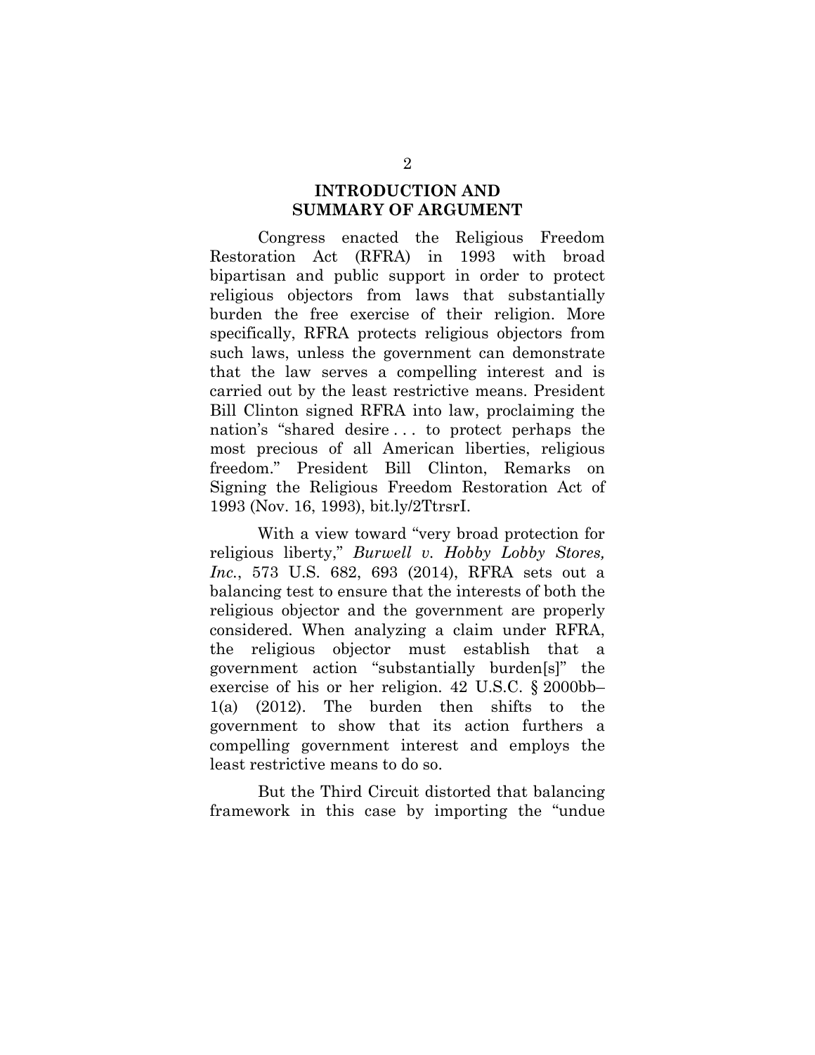## INTRODUCTION AND SUMMARY OF ARGUMENT

Congress enacted the Religious Freedom Restoration Act (RFRA) in 1993 with broad bipartisan and public support in order to protect religious objectors from laws that substantially burden the free exercise of their religion. More specifically, RFRA protects religious objectors from such laws, unless the government can demonstrate that the law serves a compelling interest and is carried out by the least restrictive means. President Bill Clinton signed RFRA into law, proclaiming the nation's "shared desire . . . to protect perhaps the most precious of all American liberties, religious freedom." President Bill Clinton, Remarks on Signing the Religious Freedom Restoration Act of 1993 (Nov. 16, 1993), bit.ly/2TtrsrI.

With a view toward "very broad protection for religious liberty," *Burwell v. Hobby Lobby Stores, Inc.*, 573 U.S. 682, 693 (2014), RFRA sets out a balancing test to ensure that the interests of both the religious objector and the government are properly considered. When analyzing a claim under RFRA, the religious objector must establish that a government action "substantially burden[s]" the exercise of his or her religion. 42 U.S.C. § 2000bb–1(a) (2012). The burden then shifts to the government to show that its action furthers a compelling government interest and employs the least restrictive means to do so.

But the Third Circuit distorted that balancing framework in this case by importing the "undue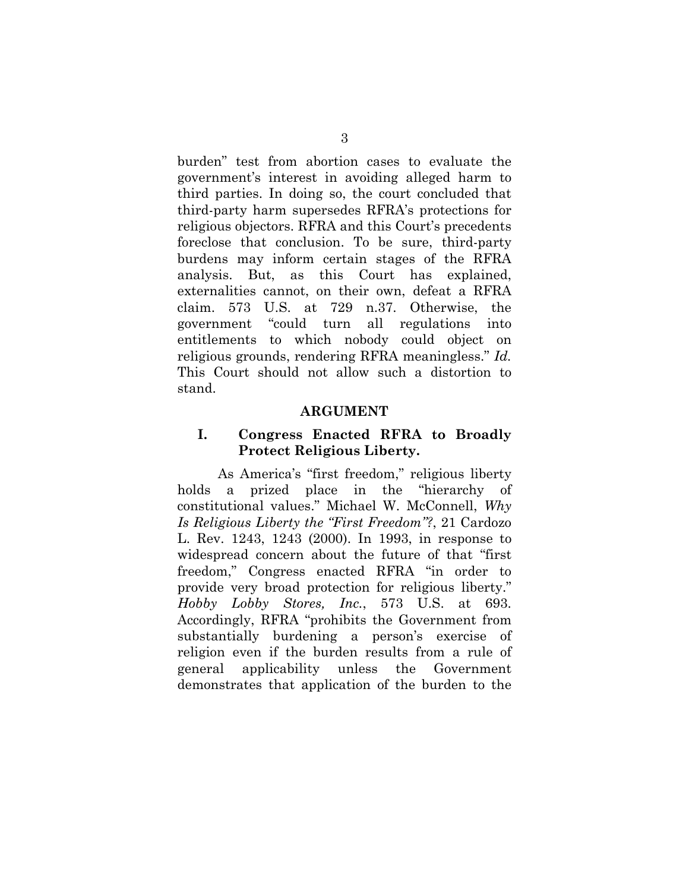burden" test from abortion cases to evaluate the government's interest in avoiding alleged harm to third parties. In doing so, the court concluded that third-party harm supersedes RFRA's protections for religious objectors. RFRA and this Court's precedents foreclose that conclusion. To be sure, third-party burdens may inform certain stages of the RFRA analysis. But, as this Court has explained, externalities cannot, on their own, defeat a RFRA claim. 573 U.S. at 729 n.37. Otherwise, the government "could turn all regulations into entitlements to which nobody could object on religious grounds, rendering RFRA meaningless." *Id.* This Court should not allow such a distortion to stand.

## ARGUMENT

### I. Congress Enacted RFRA to Broadly Protect Religious Liberty.

As America's "first freedom," religious liberty holds a prized place in the "hierarchy of constitutional values." Michael W. McConnell, *Why Is Religious Liberty the "First Freedom"?*, 21 Cardozo L. Rev. 1243, 1243 (2000). In 1993, in response to widespread concern about the future of that "first freedom," Congress enacted RFRA "in order to provide very broad protection for religious liberty." *Hobby Lobby Stores, Inc.*, 573 U.S. at 693. Accordingly, RFRA "prohibits the Government from substantially burdening a person's exercise of religion even if the burden results from a rule of general applicability unless the Government demonstrates that application of the burden to the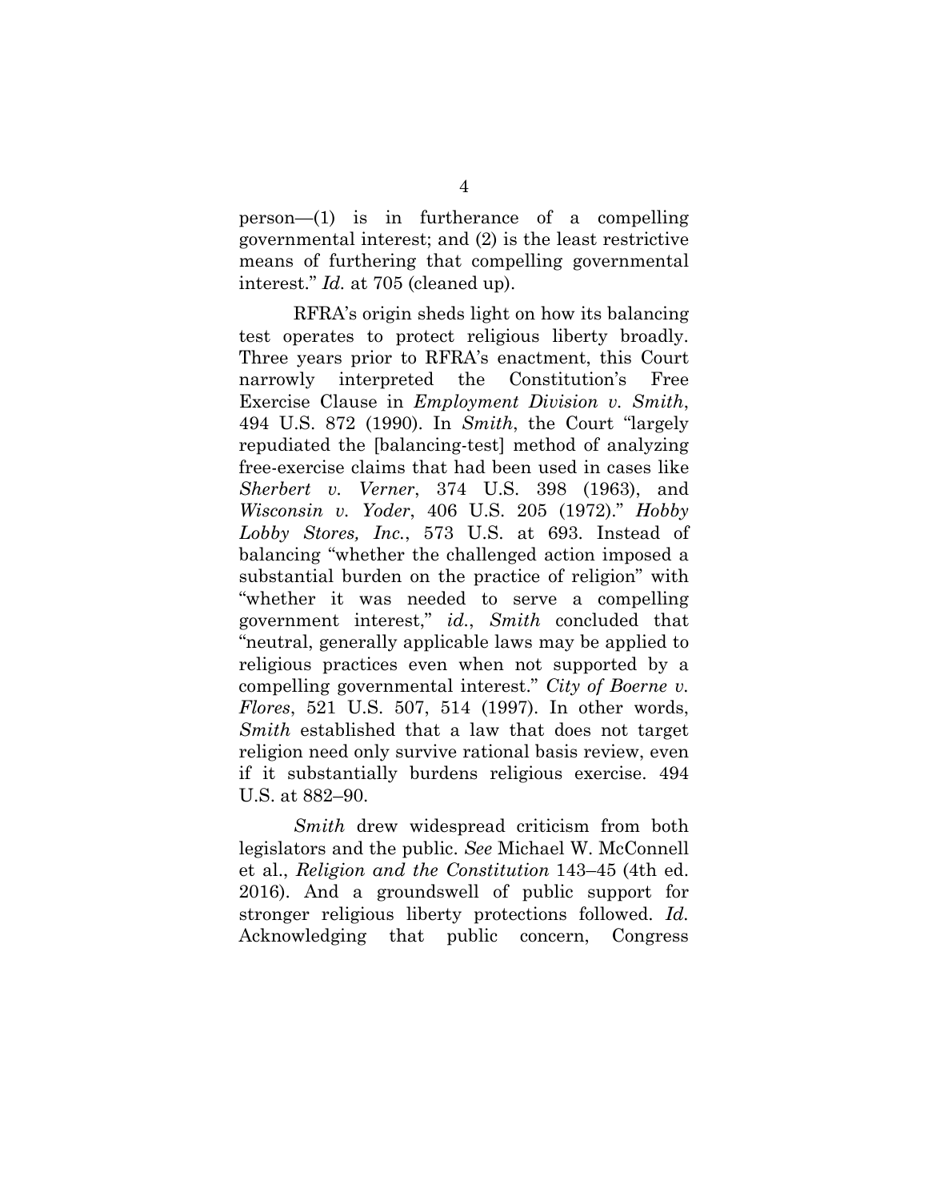person—(1) is in furtherance of a compelling governmental interest; and (2) is the least restrictive means of furthering that compelling governmental interest." *Id.* at 705 (cleaned up).

RFRA's origin sheds light on how its balancing test operates to protect religious liberty broadly. Three years prior to RFRA's enactment, this Court narrowly interpreted the Constitution's Free Exercise Clause in *Employment Division v. Smith*, 494 U.S. 872 (1990). In *Smith*, the Court "largely repudiated the [balancing-test] method of analyzing free-exercise claims that had been used in cases like *Sherbert v. Verner*, 374 U.S. 398 (1963), and *Wisconsin v. Yoder*, 406 U.S. 205 (1972)." *Hobby Lobby Stores, Inc.*, 573 U.S. at 693. Instead of balancing "whether the challenged action imposed a substantial burden on the practice of religion" with "whether it was needed to serve a compelling government interest," *id.*, *Smith* concluded that "neutral, generally applicable laws may be applied to religious practices even when not supported by a compelling governmental interest." *City of Boerne v. Flores*, 521 U.S. 507, 514 (1997). In other words, *Smith* established that a law that does not target religion need only survive rational basis review, even if it substantially burdens religious exercise. 494 U.S. at 882–90.

*Smith* drew widespread criticism from both legislators and the public. *See* Michael W. McConnell et al., *Religion and the Constitution* 143–45 (4th ed. 2016). And a groundswell of public support for stronger religious liberty protections followed. *Id.* Acknowledging that public concern, Congress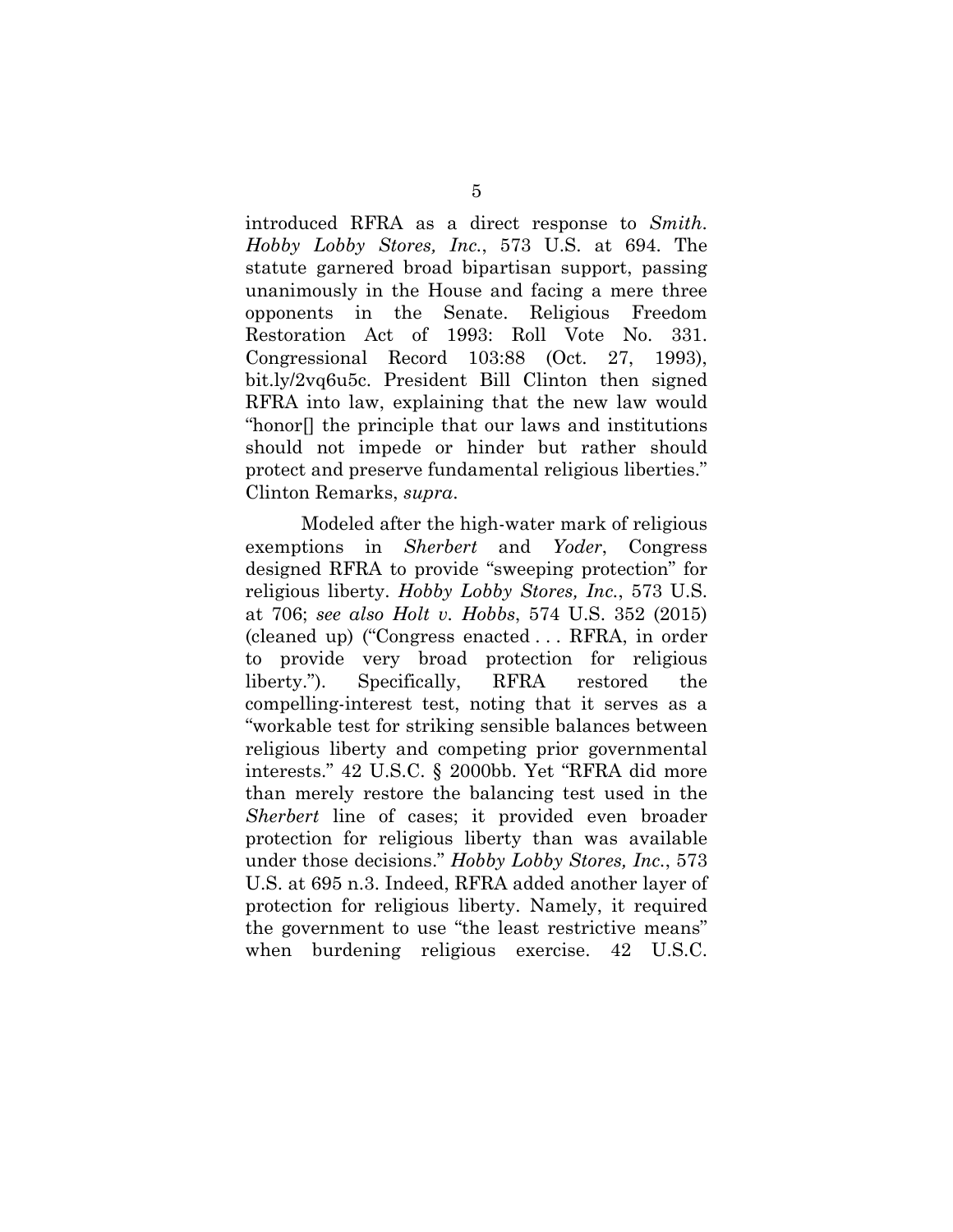introduced RFRA as a direct response to *Smith*. *Hobby Lobby Stores, Inc.*, 573 U.S. at 694. The statute garnered broad bipartisan support, passing unanimously in the House and facing a mere three opponents in the Senate. Religious Freedom Restoration Act of 1993: Roll Vote No. 331. Congressional Record 103:88 (Oct. 27, 1993), bit.ly/2vq6u5c. President Bill Clinton then signed RFRA into law, explaining that the new law would "honor[] the principle that our laws and institutions should not impede or hinder but rather should protect and preserve fundamental religious liberties." Clinton Remarks, *supra*.

Modeled after the high-water mark of religious exemptions in *Sherbert* and *Yoder*, Congress designed RFRA to provide "sweeping protection" for religious liberty. *Hobby Lobby Stores, Inc.*, 573 U.S. at 706; *see also Holt v. Hobbs*, 574 U.S. 352 (2015) (cleaned up) ("Congress enacted . . . RFRA, in order to provide very broad protection for religious liberty."). Specifically, RFRA restored the compelling-interest test, noting that it serves as a "workable test for striking sensible balances between religious liberty and competing prior governmental interests." 42 U.S.C. § 2000bb. Yet "RFRA did more than merely restore the balancing test used in the *Sherbert* line of cases; it provided even broader protection for religious liberty than was available under those decisions." *Hobby Lobby Stores, Inc.*, 573 U.S. at 695 n.3. Indeed, RFRA added another layer of protection for religious liberty. Namely, it required the government to use "the least restrictive means" when burdening religious exercise. 42 U.S.C.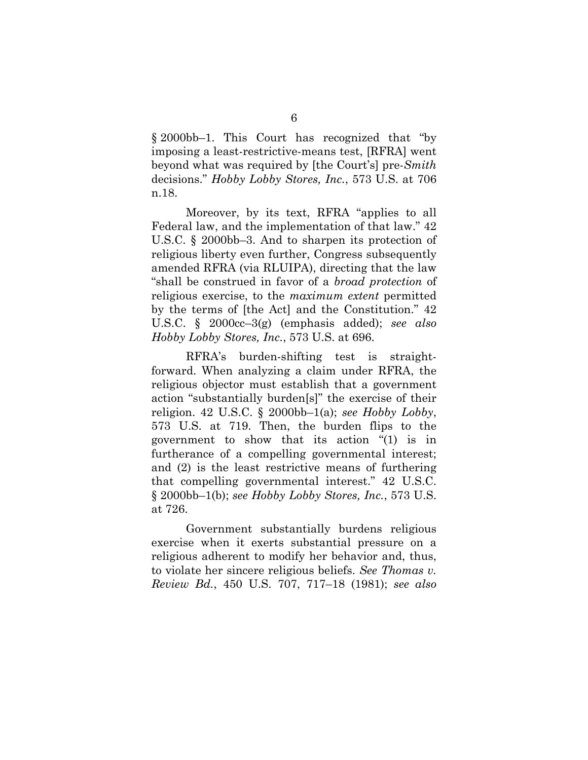§ 2000bb–1. This Court has recognized that "by imposing a least-restrictive-means test, [RFRA] went beyond what was required by [the Court's] pre-*Smith* decisions." *Hobby Lobby Stores, Inc.*, 573 U.S. at 706 n.18.

Moreover, by its text, RFRA "applies to all Federal law, and the implementation of that law." 42 U.S.C. § 2000bb–3. And to sharpen its protection of religious liberty even further, Congress subsequently amended RFRA (via RLUIPA), directing that the law "shall be construed in favor of a *broad protection* of religious exercise, to the *maximum extent* permitted by the terms of [the Act] and the Constitution." 42 U.S.C. § 2000cc–3(g) (emphasis added); *see also Hobby Lobby Stores, Inc.*, 573 U.S. at 696.

RFRA's burden-shifting test is straightforward. When analyzing a claim under RFRA, the religious objector must establish that a government action "substantially burden[s]" the exercise of their religion. 42 U.S.C. § 2000bb–1(a); *see Hobby Lobby*, 573 U.S. at 719. Then, the burden flips to the government to show that its action "(1) is in furtherance of a compelling governmental interest; and (2) is the least restrictive means of furthering that compelling governmental interest." 42 U.S.C. § 2000bb–1(b); *see Hobby Lobby Stores, Inc.*, 573 U.S. at 726.

Government substantially burdens religious exercise when it exerts substantial pressure on a religious adherent to modify her behavior and, thus, to violate her sincere religious beliefs. *See Thomas v. Review Bd.*, 450 U.S. 707, 717–18 (1981); *see also*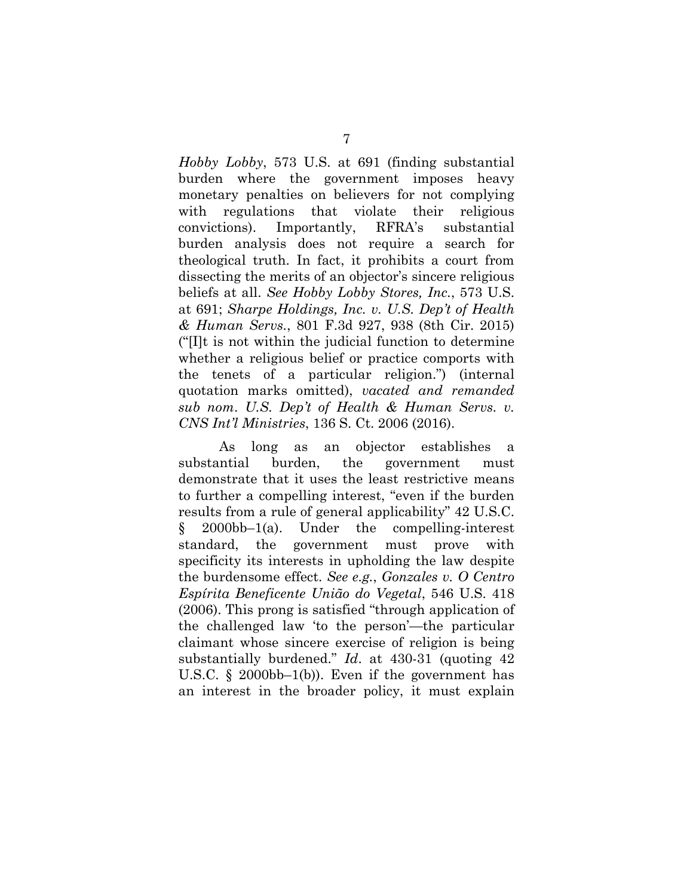*Hobby Lobby*, 573 U.S. at 691 (finding substantial burden where the government imposes heavy monetary penalties on believers for not complying with regulations that violate their religious convictions). Importantly, RFRA's substantial burden analysis does not require a search for theological truth. In fact, it prohibits a court from dissecting the merits of an objector's sincere religious beliefs at all. *See Hobby Lobby Stores, Inc.*, 573 U.S. at 691; *Sharpe Holdings, Inc. v. U.S. Dep't of Health & Human Servs.*, 801 F.3d 927, 938 (8th Cir. 2015) ("[I]t is not within the judicial function to determine whether a religious belief or practice comports with the tenets of a particular religion.") (internal quotation marks omitted), *vacated and remanded sub nom. U.S. Dep't of Health & Human Servs. v. CNS Int'l Ministries*, 136 S. Ct. 2006 (2016).

As long as an objector establishes a substantial burden, the government must demonstrate that it uses the least restrictive means to further a compelling interest, "even if the burden results from a rule of general applicability" 42 U.S.C. § 2000bb–1(a). Under the compelling-interest standard, the government must prove with specificity its interests in upholding the law despite the burdensome effect. *See e.g.*, *Gonzales v. O Centro Espírita Beneficente União do Vegetal*, 546 U.S. 418 (2006). This prong is satisfied "through application of the challenged law 'to the person'—the particular claimant whose sincere exercise of religion is being substantially burdened." *Id*. at 430-31 (quoting 42 U.S.C. § 2000bb–1(b)). Even if the government has an interest in the broader policy, it must explain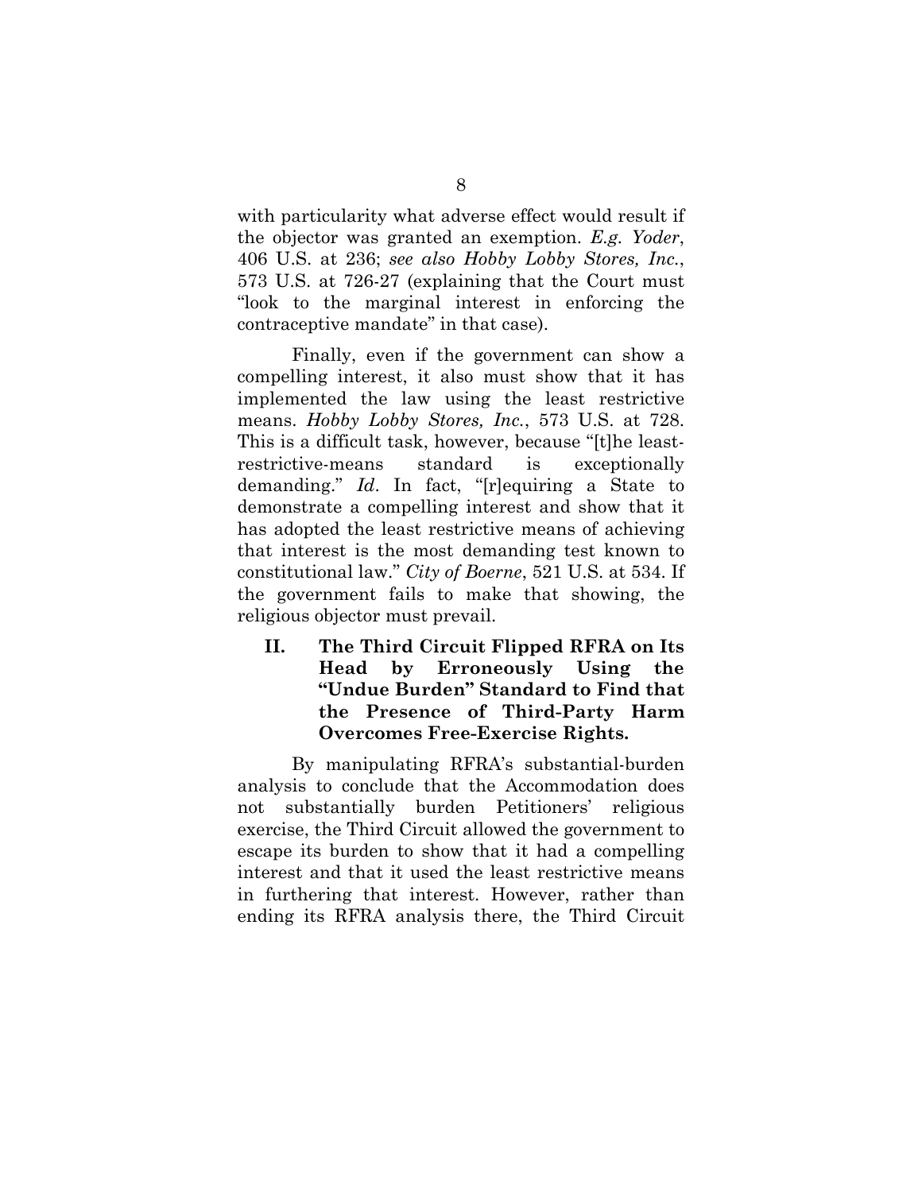with particularity what adverse effect would result if the objector was granted an exemption. *E.g. Yoder*, 406 U.S. at 236; *see also Hobby Lobby Stores, Inc.*, 573 U.S. at 726-27 (explaining that the Court must "look to the marginal interest in enforcing the contraceptive mandate" in that case).

Finally, even if the government can show a compelling interest, it also must show that it has implemented the law using the least restrictive means. *Hobby Lobby Stores, Inc.*, 573 U.S. at 728. This is a difficult task, however, because "[t]he least-restrictive-means standard is exceptionally demanding." *Id*. In fact, "[r]equiring a State to demonstrate a compelling interest and show that it has adopted the least restrictive means of achieving that interest is the most demanding test known to constitutional law." *City of Boerne*, 521 U.S. at 534. If the government fails to make that showing, the religious objector must prevail.

## II. The Third Circuit Flipped RFRA on Its Head by Erroneously Using the "Undue Burden" Standard to Find that the Presence of Third-Party Harm Overcomes Free-Exercise Rights.

By manipulating RFRA's substantial-burden analysis to conclude that the Accommodation does not substantially burden Petitioners' religious exercise, the Third Circuit allowed the government to escape its burden to show that it had a compelling interest and that it used the least restrictive means in furthering that interest. However, rather than ending its RFRA analysis there, the Third Circuit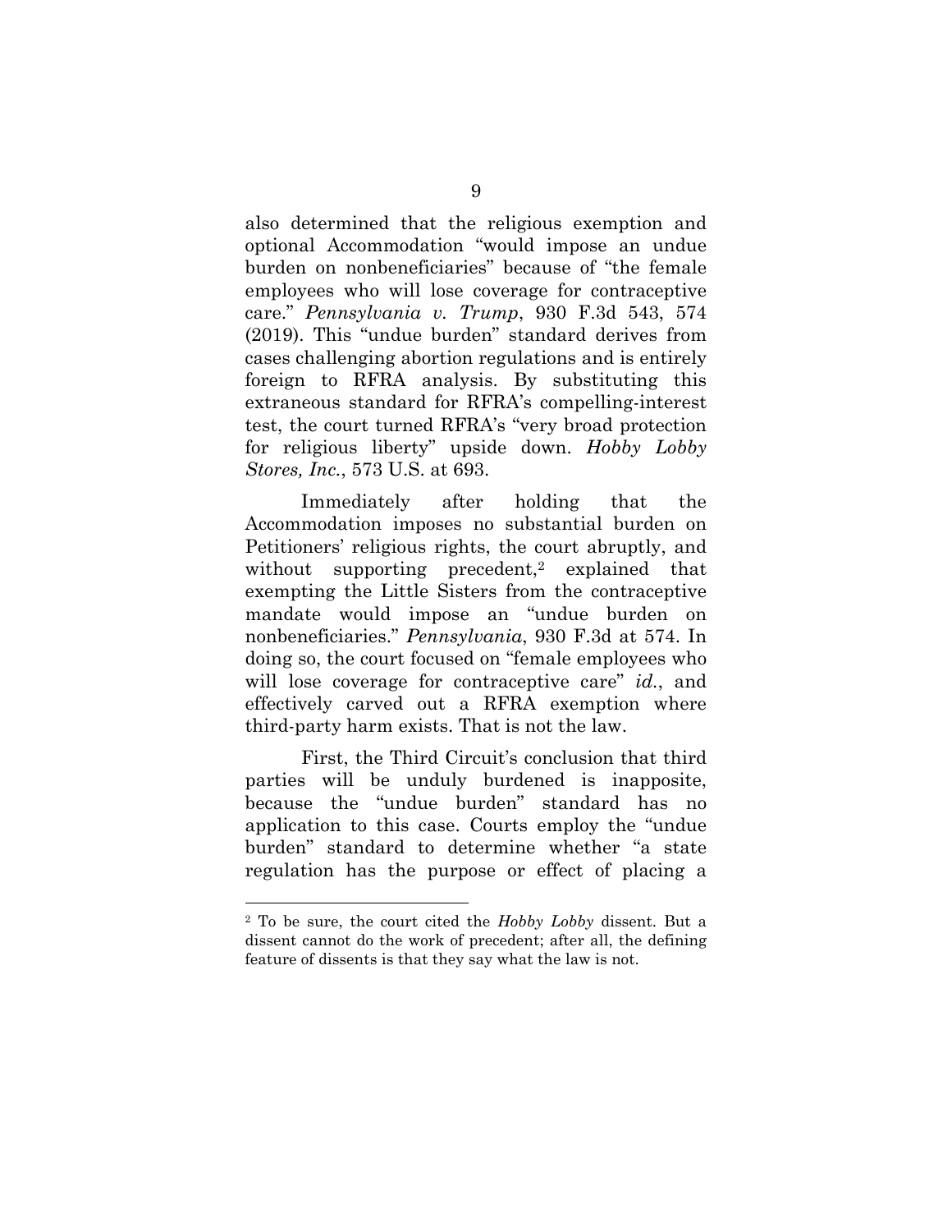also determined that the religious exemption and optional Accommodation "would impose an undue burden on nonbeneficiaries" because of "the female employees who will lose coverage for contraceptive care." *Pennsylvania v. Trump*, 930 F.3d 543, 574 (2019). This "undue burden" standard derives from cases challenging abortion regulations and is entirely foreign to RFRA analysis. By substituting this extraneous standard for RFRA's compelling-interest test, the court turned RFRA's "very broad protection for religious liberty" upside down. *Hobby Lobby Stores, Inc.*, 573 U.S. at 693.

Immediately after holding that the Accommodation imposes no substantial burden on Petitioners' religious rights, the court abruptly, and without supporting precedent,[2] explained that exempting the Little Sisters from the contraceptive mandate would impose an "undue burden on nonbeneficiaries." *Pennsylvania*, 930 F.3d at 574. In doing so, the court focused on "female employees who will lose coverage for contraceptive care" *id.*, and effectively carved out a RFRA exemption where third-party harm exists. That is not the law.

First, the Third Circuit's conclusion that third parties will be unduly burdened is inapposite, because the "undue burden" standard has no application to this case. Courts employ the "undue burden" standard to determine whether "a state regulation has the purpose or effect of placing a

[2] To be sure, the court cited the *Hobby Lobby* dissent. But a dissent cannot do the work of precedent; after all, the defining feature of dissents is that they say what the law is not.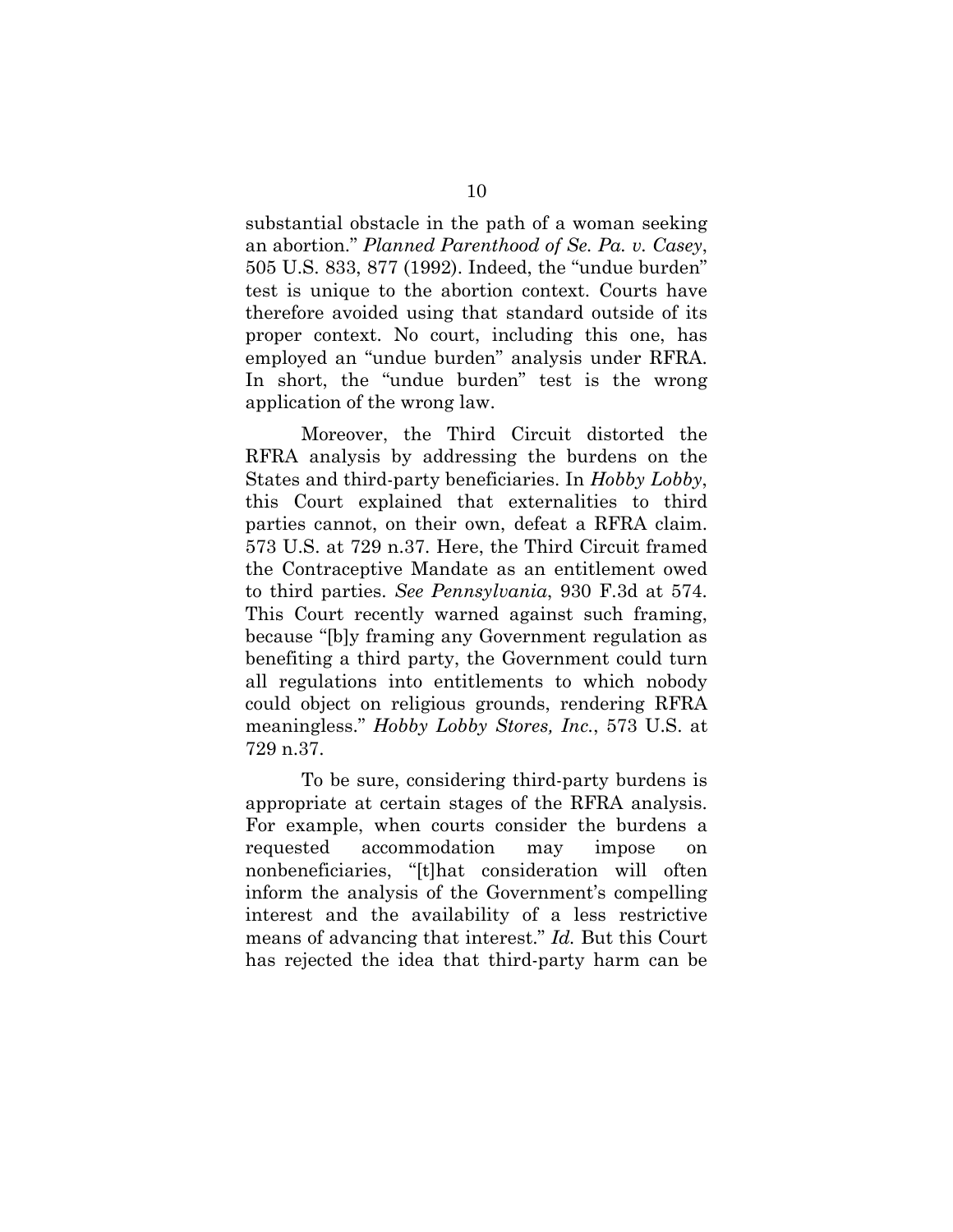substantial obstacle in the path of a woman seeking an abortion." *Planned Parenthood of Se. Pa. v. Casey*, 505 U.S. 833, 877 (1992). Indeed, the "undue burden" test is unique to the abortion context. Courts have therefore avoided using that standard outside of its proper context. No court, including this one, has employed an "undue burden" analysis under RFRA. In short, the "undue burden" test is the wrong application of the wrong law.

Moreover, the Third Circuit distorted the RFRA analysis by addressing the burdens on the States and third-party beneficiaries. In *Hobby Lobby*, this Court explained that externalities to third parties cannot, on their own, defeat a RFRA claim. 573 U.S. at 729 n.37. Here, the Third Circuit framed the Contraceptive Mandate as an entitlement owed to third parties. *See Pennsylvania*, 930 F.3d at 574. This Court recently warned against such framing, because "[b]y framing any Government regulation as benefiting a third party, the Government could turn all regulations into entitlements to which nobody could object on religious grounds, rendering RFRA meaningless." *Hobby Lobby Stores, Inc.*, 573 U.S. at 729 n.37.

To be sure, considering third-party burdens is appropriate at certain stages of the RFRA analysis. For example, when courts consider the burdens a requested accommodation may impose on nonbeneficiaries, "[t]hat consideration will often inform the analysis of the Government's compelling interest and the availability of a less restrictive means of advancing that interest." *Id.* But this Court has rejected the idea that third-party harm can be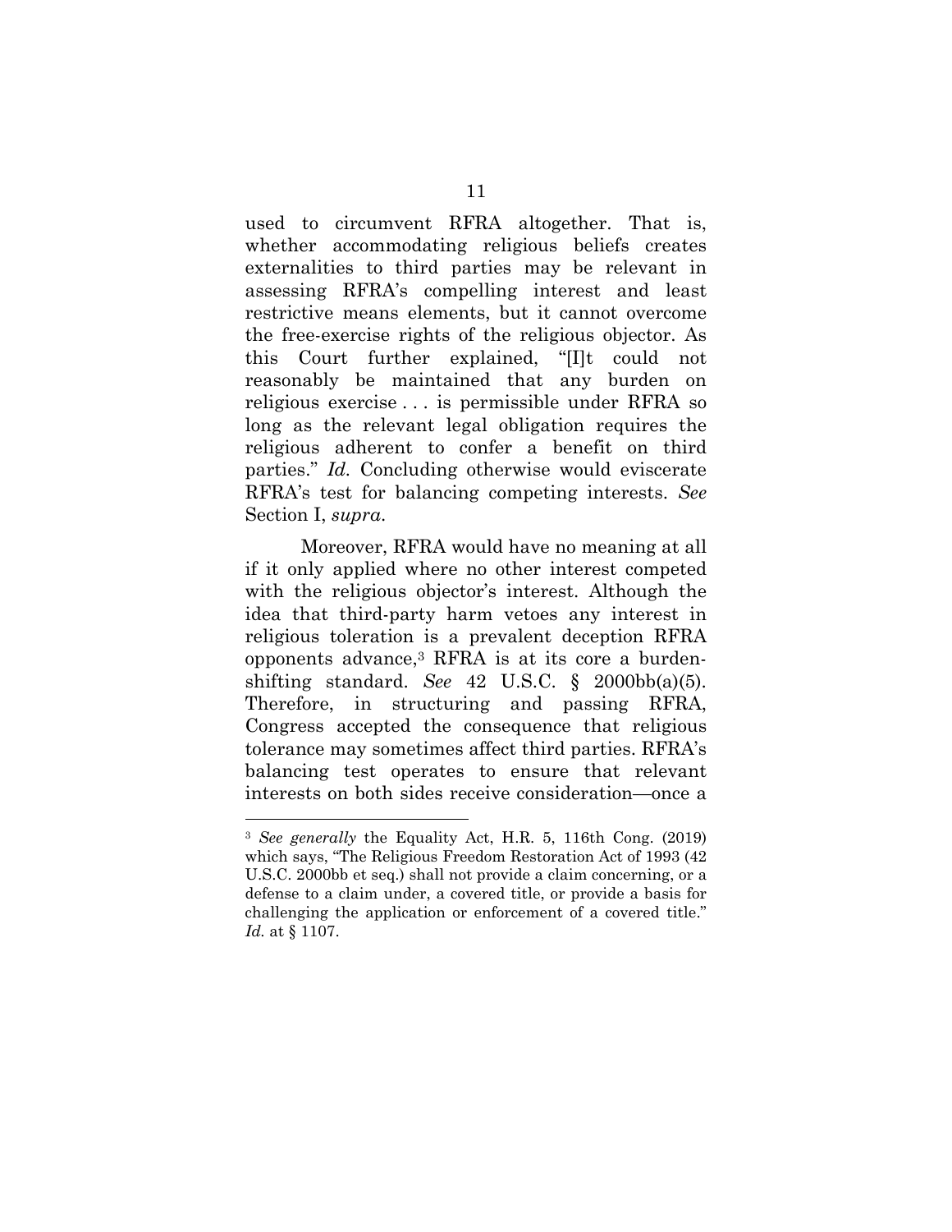used to circumvent RFRA altogether. That is, whether accommodating religious beliefs creates externalities to third parties may be relevant in assessing RFRA's compelling interest and least restrictive means elements, but it cannot overcome the free-exercise rights of the religious objector. As this Court further explained, "[I]t could not reasonably be maintained that any burden on religious exercise . . . is permissible under RFRA so long as the relevant legal obligation requires the religious adherent to confer a benefit on third parties." *Id.* Concluding otherwise would eviscerate RFRA's test for balancing competing interests. *See* Section I, *supra*.

Moreover, RFRA would have no meaning at all if it only applied where no other interest competed with the religious objector's interest. Although the idea that third-party harm vetoes any interest in religious toleration is a prevalent deception RFRA opponents advance,[3] RFRA is at its core a burden-shifting standard. *See* 42 U.S.C. § 2000bb(a)(5). Therefore, in structuring and passing RFRA, Congress accepted the consequence that religious tolerance may sometimes affect third parties. RFRA's balancing test operates to ensure that relevant interests on both sides receive consideration—once a

---

[3] *See generally* the Equality Act, H.R. 5, 116th Cong. (2019) which says, "The Religious Freedom Restoration Act of 1993 (42 U.S.C. 2000bb et seq.) shall not provide a claim concerning, or a defense to a claim under, a covered title, or provide a basis for challenging the application or enforcement of a covered title." *Id.* at § 1107.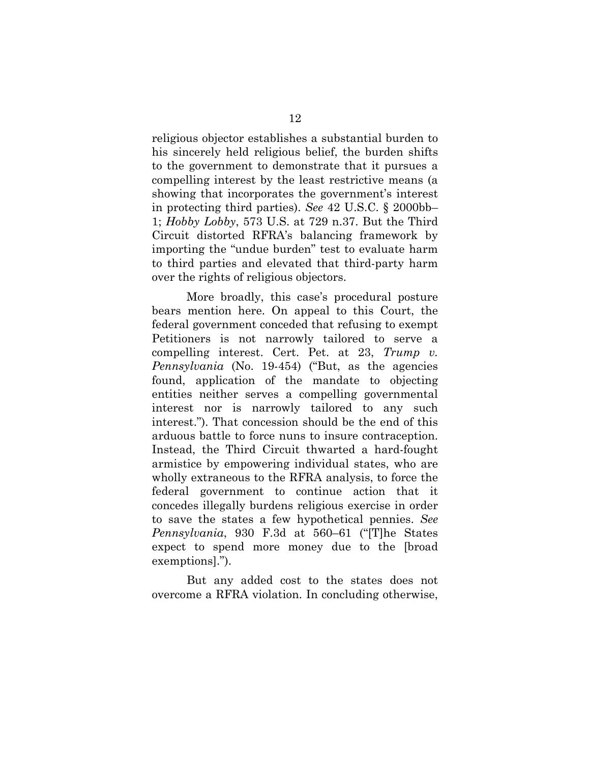religious objector establishes a substantial burden to his sincerely held religious belief, the burden shifts to the government to demonstrate that it pursues a compelling interest by the least restrictive means (a showing that incorporates the government's interest in protecting third parties). *See* 42 U.S.C. § 2000bb–1; *Hobby Lobby*, 573 U.S. at 729 n.37. But the Third Circuit distorted RFRA's balancing framework by importing the "undue burden" test to evaluate harm to third parties and elevated that third-party harm over the rights of religious objectors.

More broadly, this case's procedural posture bears mention here. On appeal to this Court, the federal government conceded that refusing to exempt Petitioners is not narrowly tailored to serve a compelling interest. Cert. Pet. at 23, *Trump v. Pennsylvania* (No. 19-454) ("But, as the agencies found, application of the mandate to objecting entities neither serves a compelling governmental interest nor is narrowly tailored to any such interest."). That concession should be the end of this arduous battle to force nuns to insure contraception. Instead, the Third Circuit thwarted a hard-fought armistice by empowering individual states, who are wholly extraneous to the RFRA analysis, to force the federal government to continue action that it concedes illegally burdens religious exercise in order to save the states a few hypothetical pennies. *See Pennsylvania*, 930 F.3d at 560–61 ("[T]he States expect to spend more money due to the [broad exemptions].").

But any added cost to the states does not overcome a RFRA violation. In concluding otherwise,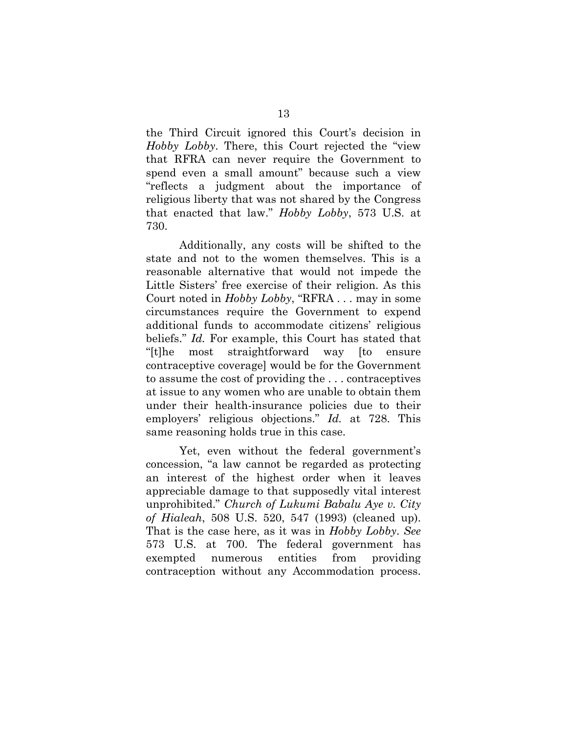the Third Circuit ignored this Court's decision in *Hobby Lobby*. There, this Court rejected the "view that RFRA can never require the Government to spend even a small amount" because such a view "reflects a judgment about the importance of religious liberty that was not shared by the Congress that enacted that law." *Hobby Lobby*, 573 U.S. at 730.

Additionally, any costs will be shifted to the state and not to the women themselves. This is a reasonable alternative that would not impede the Little Sisters' free exercise of their religion. As this Court noted in *Hobby Lobby*, "RFRA . . . may in some circumstances require the Government to expend additional funds to accommodate citizens' religious beliefs." *Id.* For example, this Court has stated that "[t]he most straightforward way [to ensure contraceptive coverage] would be for the Government to assume the cost of providing the . . . contraceptives at issue to any women who are unable to obtain them under their health-insurance policies due to their employers' religious objections." *Id.* at 728. This same reasoning holds true in this case.

Yet, even without the federal government's concession, "a law cannot be regarded as protecting an interest of the highest order when it leaves appreciable damage to that supposedly vital interest unprohibited." *Church of Lukumi Babalu Aye v. City of Hialeah*, 508 U.S. 520, 547 (1993) (cleaned up). That is the case here, as it was in *Hobby Lobby*. *See* 573 U.S. at 700. The federal government has exempted numerous entities from providing contraception without any Accommodation process.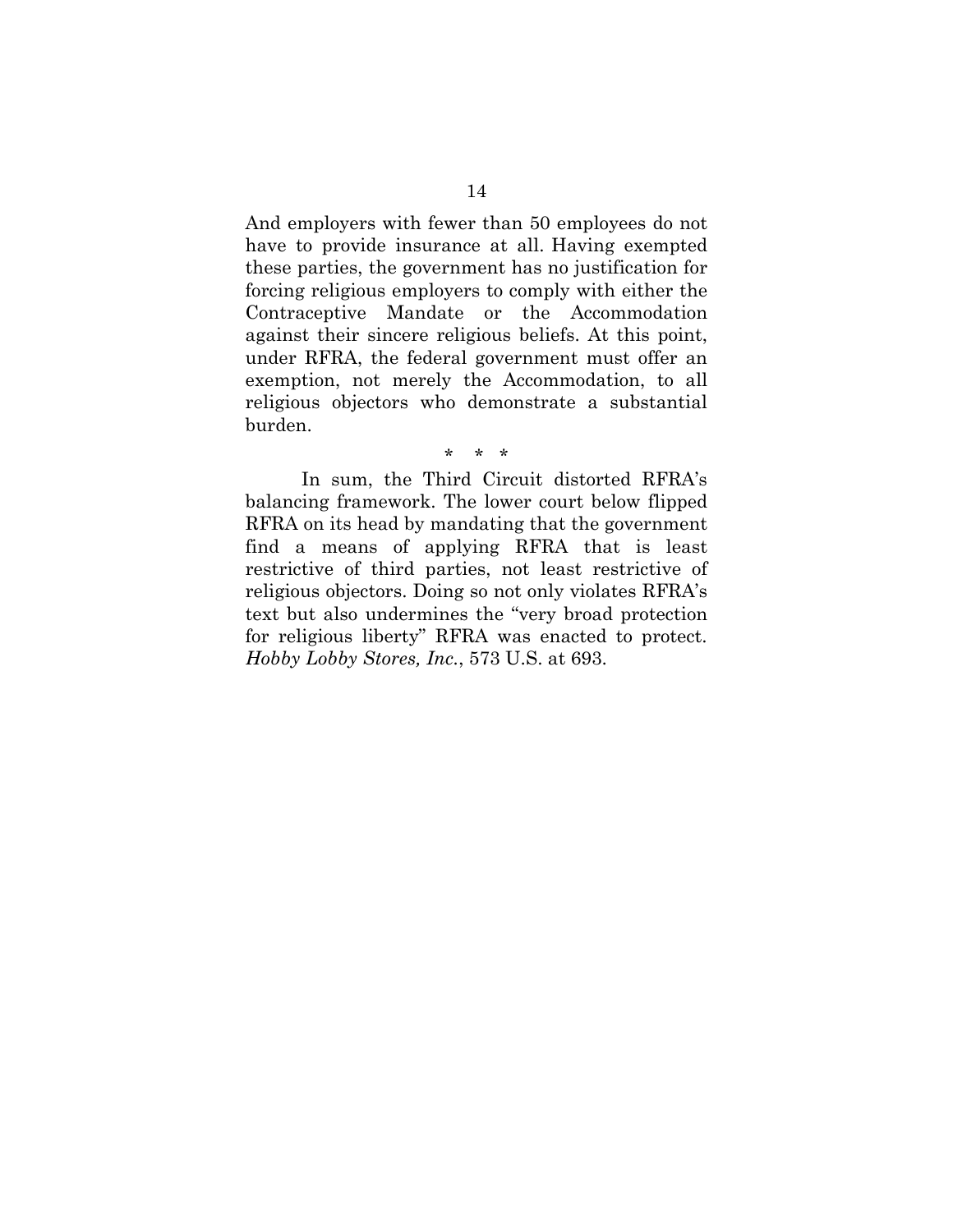And employers with fewer than 50 employees do not have to provide insurance at all. Having exempted these parties, the government has no justification for forcing religious employers to comply with either the Contraceptive Mandate or the Accommodation against their sincere religious beliefs. At this point, under RFRA, the federal government must offer an exemption, not merely the Accommodation, to all religious objectors who demonstrate a substantial burden.

\* \* \*

In sum, the Third Circuit distorted RFRA's balancing framework. The lower court below flipped RFRA on its head by mandating that the government find a means of applying RFRA that is least restrictive of third parties, not least restrictive of religious objectors. Doing so not only violates RFRA's text but also undermines the "very broad protection for religious liberty" RFRA was enacted to protect. *Hobby Lobby Stores, Inc.*, 573 U.S. at 693.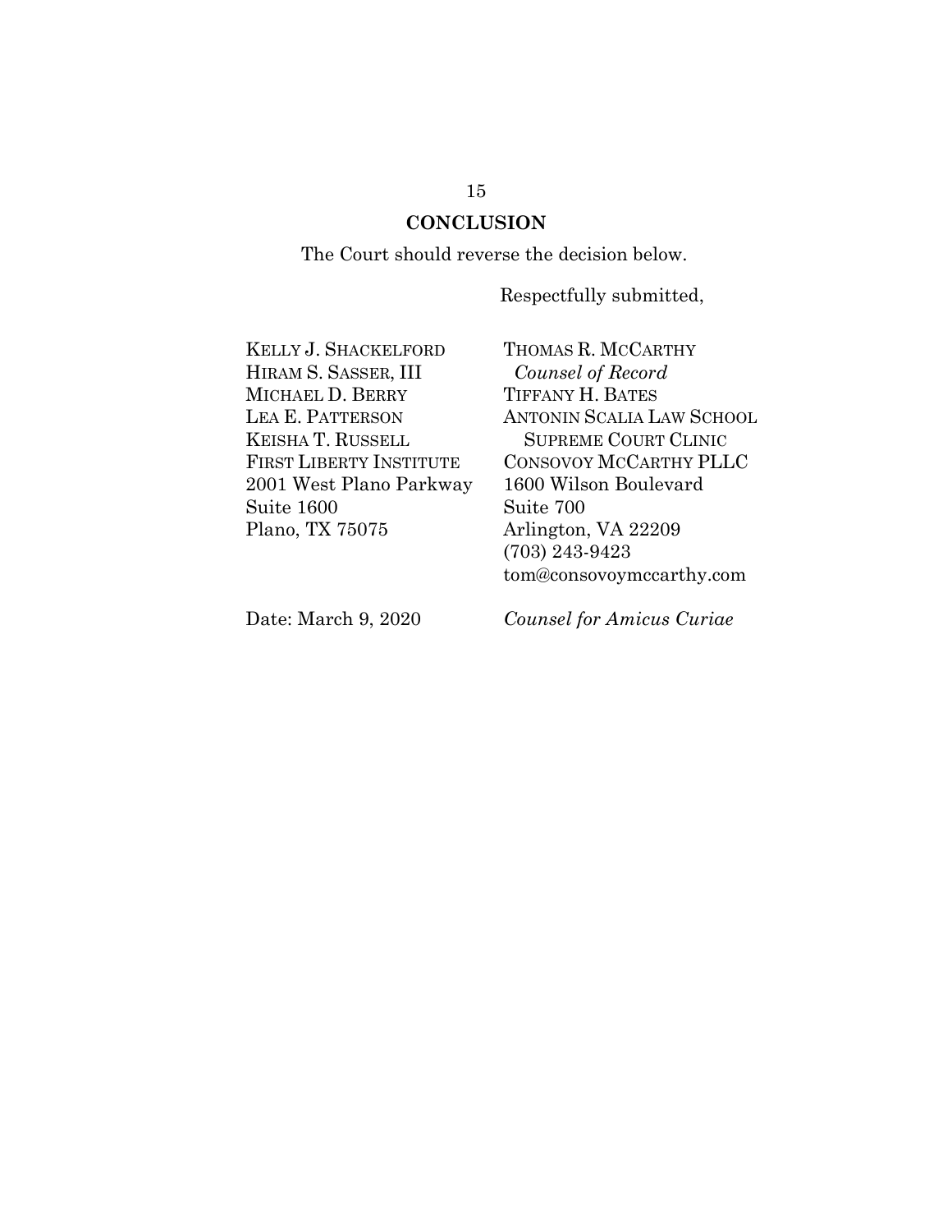## CONCLUSION

The Court should reverse the decision below.

Respectfully submitted,

KELLY J. SHACKELFORD
HIRAM S. SASSER, III
MICHAEL D. BERRY
LEA E. PATTERSON
KEISHA T. RUSSELL
FIRST LIBERTY INSTITUTE
2001 West Plano Parkway
Suite 1600
Plano, TX 75075

THOMAS R. MCCARTHY
*Counsel of Record*
TIFFANY H. BATES
ANTONIN SCALIA LAW SCHOOL
SUPREME COURT CLINIC
CONSOVOY MCCARTHY PLLC
1600 Wilson Boulevard
Suite 700
Arlington, VA 22209
(703) 243-9423
tom@consovoymccarthy.com

Date: March 9, 2020

*Counsel for Amicus Curiae*